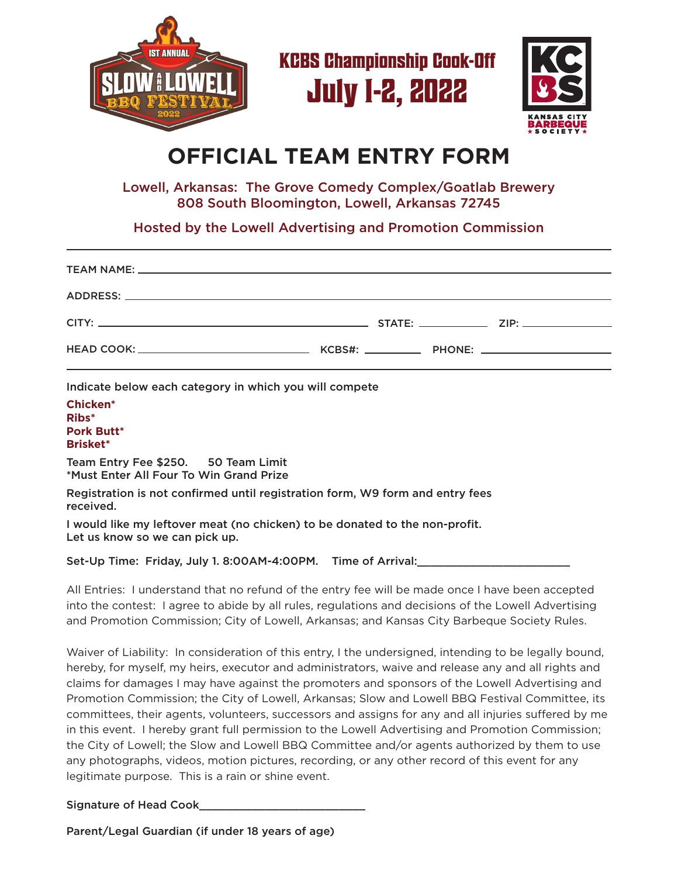1ST ANNUAL SLOW AND LOWELL BBQ FESTIVAL 2022

KCBS Championship Cook-Off
July 1-2, 2022

KC BS KANSAS CITY BARBEQUE SOCIETY

# OFFICIAL TEAM ENTRY FORM

Lowell, Arkansas: The Grove Comedy Complex/Goatlab Brewery
808 South Bloomington, Lowell, Arkansas 72745

Hosted by the Lowell Advertising and Promotion Commission

---

TEAM NAME: ______________________________________________

ADDRESS: ______________________________________________

CITY: ____________________ STATE: __________ ZIP: __________

HEAD COOK: ____________________ KCBS#: __________ PHONE: ____________________

---

Indicate below each category in which you will compete

**Chicken***
**Ribs***
**Pork Butt***
**Brisket***

Team Entry Fee $250. 50 Team Limit
*Must Enter All Four To Win Grand Prize

Registration is not confirmed until registration form, W9 form and entry fees received.

I would like my leftover meat (no chicken) to be donated to the non-profit.
Let us know so we can pick up.

Set-Up Time: Friday, July 1. 8:00AM-4:00PM. Time of Arrival:______________________

All Entries: I understand that no refund of the entry fee will be made once I have been accepted into the contest: I agree to abide by all rules, regulations and decisions of the Lowell Advertising and Promotion Commission; City of Lowell, Arkansas; and Kansas City Barbeque Society Rules.

Waiver of Liability: In consideration of this entry, I the undersigned, intending to be legally bound, hereby, for myself, my heirs, executor and administrators, waive and release any and all rights and claims for damages I may have against the promoters and sponsors of the Lowell Advertising and Promotion Commission; the City of Lowell, Arkansas; Slow and Lowell BBQ Festival Committee, its committees, their agents, volunteers, successors and assigns for any and all injuries suffered by me in this event. I hereby grant full permission to the Lowell Advertising and Promotion Commission; the City of Lowell; the Slow and Lowell BBQ Committee and/or agents authorized by them to use any photographs, videos, motion pictures, recording, or any other record of this event for any legitimate purpose. This is a rain or shine event.

Signature of Head Cook________________________

Parent/Legal Guardian (if under 18 years of age)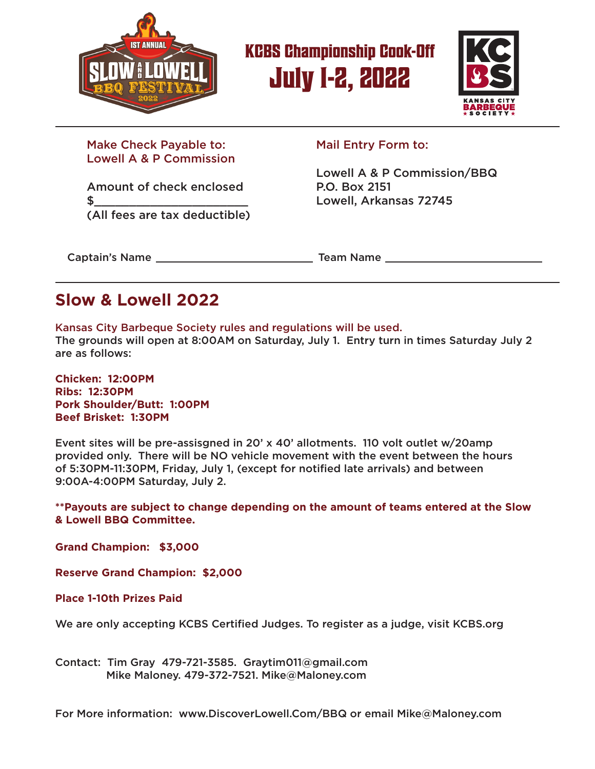KCBS Championship Cook-Off
July 1-2, 2022

Make Check Payable to:
Lowell A & P Commission

Amount of check enclosed
$______________________
(All fees are tax deductible)

Mail Entry Form to:

Lowell A & P Commission/BBQ
P.O. Box 2151
Lowell, Arkansas 72745

Captain's Name ______________________ Team Name ______________________

## Slow & Lowell 2022

Kansas City Barbeque Society rules and regulations will be used.
The grounds will open at 8:00AM on Saturday, July 1. Entry turn in times Saturday July 2 are as follows:

**Chicken: 12:00PM**
**Ribs: 12:30PM**
**Pork Shoulder/Butt: 1:00PM**
**Beef Brisket: 1:30PM**

Event sites will be pre-assisgned in 20' x 40' allotments. 110 volt outlet w/20amp provided only. There will be NO vehicle movement with the event between the hours of 5:30PM-11:30PM, Friday, July 1, (except for notified late arrivals) and between 9:00A-4:00PM Saturday, July 2.

****Payouts are subject to change depending on the amount of teams entered at the Slow & Lowell BBQ Committee.**

**Grand Champion: $3,000**

**Reserve Grand Champion: $2,000**

**Place 1-10th Prizes Paid**

We are only accepting KCBS Certified Judges. To register as a judge, visit KCBS.org

Contact: Tim Gray 479-721-3585. Graytim011@gmail.com
Mike Maloney. 479-372-7521. Mike@Maloney.com

For More information: www.DiscoverLowell.Com/BBQ or email Mike@Maloney.com